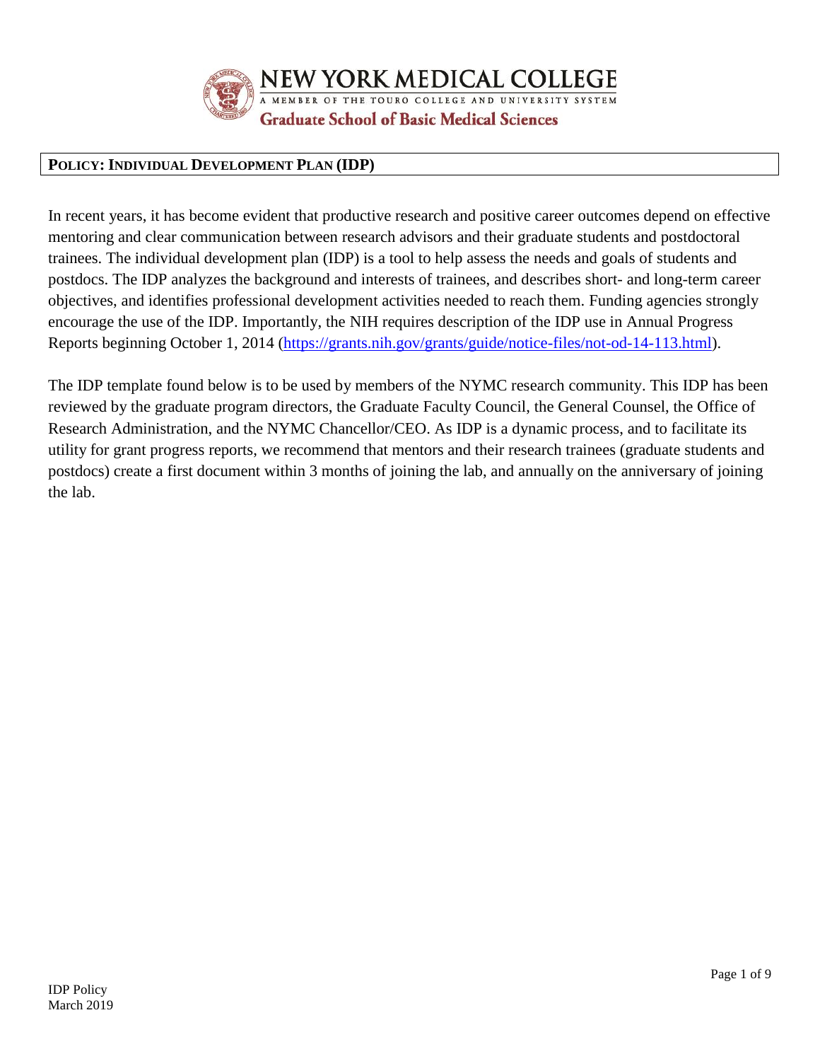NEW YORK MEDICAL COLLEGE

A MEMBER OF THE TOURO COLLEGE AND UNIVERSITY SYSTEM

Graduate School of Basic Medical Sciences

## POLICY: INDIVIDUAL DEVELOPMENT PLAN (IDP)

In recent years, it has become evident that productive research and positive career outcomes depend on effective mentoring and clear communication between research advisors and their graduate students and postdoctoral trainees. The individual development plan (IDP) is a tool to help assess the needs and goals of students and postdocs. The IDP analyzes the background and interests of trainees, and describes short- and long-term career objectives, and identifies professional development activities needed to reach them. Funding agencies strongly encourage the use of the IDP. Importantly, the NIH requires description of the IDP use in Annual Progress Reports beginning October 1, 2014 ([https://grants.nih.gov/grants/guide/notice-files/not-od-14-113.html](https://grants.nih.gov/grants/guide/notice-files/not-od-14-113.html)).

The IDP template found below is to be used by members of the NYMC research community. This IDP has been reviewed by the graduate program directors, the Graduate Faculty Council, the General Counsel, the Office of Research Administration, and the NYMC Chancellor/CEO. As IDP is a dynamic process, and to facilitate its utility for grant progress reports, we recommend that mentors and their research trainees (graduate students and postdocs) create a first document within 3 months of joining the lab, and annually on the anniversary of joining the lab.

IDP Policy
March 2019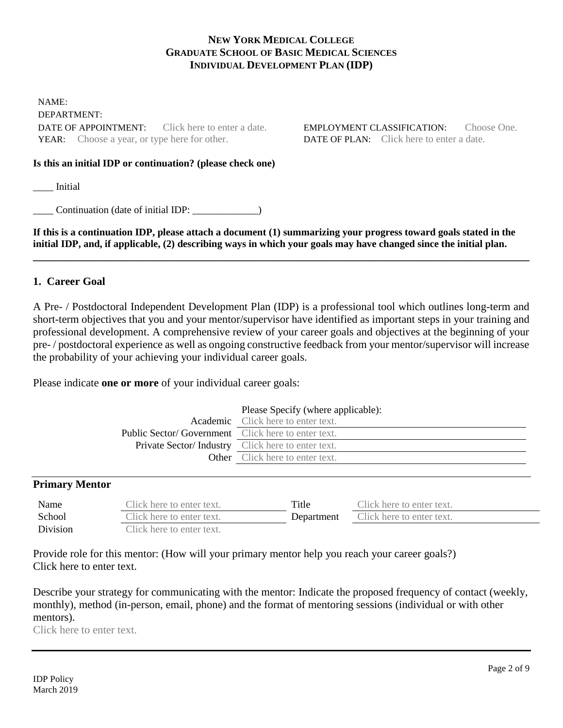**NEW YORK MEDICAL COLLEGE**
**GRADUATE SCHOOL OF BASIC MEDICAL SCIENCES**
**INDIVIDUAL DEVELOPMENT PLAN (IDP)**

NAME:
DEPARTMENT:
DATE OF APPOINTMENT: Click here to enter a date.
EMPLOYMENT CLASSIFICATION: Choose One.
YEAR: Choose a year, or type here for other.
DATE OF PLAN: Click here to enter a date.

**Is this an initial IDP or continuation? (please check one)**

____ Initial

____ Continuation (date of initial IDP: _____________)

**If this is a continuation IDP, please attach a document (1) summarizing your progress toward goals stated in the initial IDP, and, if applicable, (2) describing ways in which your goals may have changed since the initial plan.**

---

## 1. Career Goal

A Pre- / Postdoctoral Independent Development Plan (IDP) is a professional tool which outlines long-term and short-term objectives that you and your mentor/supervisor have identified as important steps in your training and professional development. A comprehensive review of your career goals and objectives at the beginning of your pre- / postdoctoral experience as well as ongoing constructive feedback from your mentor/supervisor will increase the probability of your achieving your individual career goals.

Please indicate **one or more** of your individual career goals:

| | Please Specify (where applicable): |
|---|---|
| Academic | Click here to enter text. |
| Public Sector/ Government | Click here to enter text. |
| Private Sector/ Industry | Click here to enter text. |
| Other | Click here to enter text. |

---

### Primary Mentor

| | | | |
|---|---|---|---|
| Name | Click here to enter text. | Title | Click here to enter text. |
| School | Click here to enter text. | Department | Click here to enter text. |
| Division | Click here to enter text. | | |

Provide role for this mentor: (How will your primary mentor help you reach your career goals?)
Click here to enter text.

Describe your strategy for communicating with the mentor: Indicate the proposed frequency of contact (weekly, monthly), method (in-person, email, phone) and the format of mentoring sessions (individual or with other mentors).
Click here to enter text.

IDP Policy
March 2019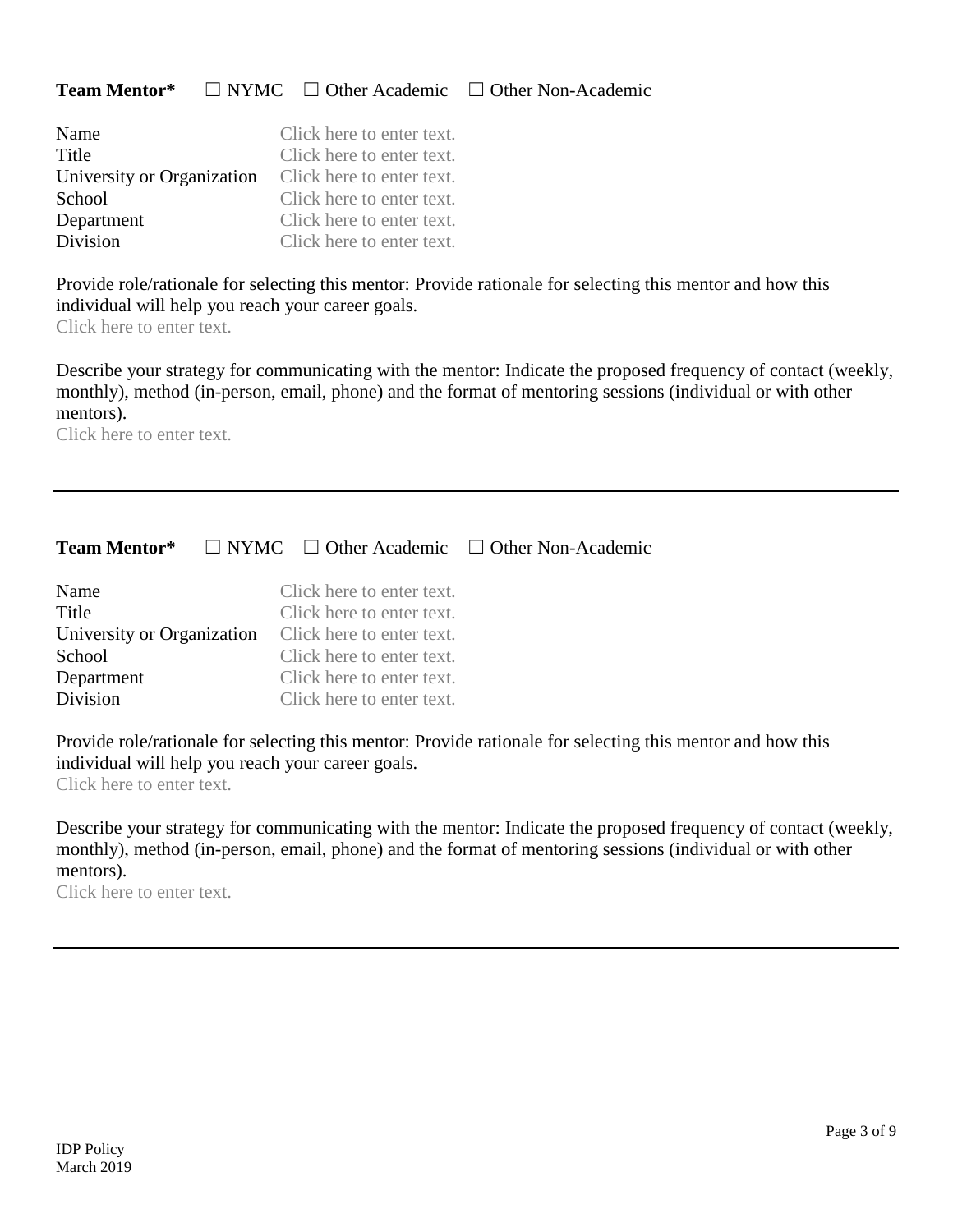**Team Mentor*** ☐ NYMC ☐ Other Academic ☐ Other Non-Academic

| | |
|---|---|
| Name | Click here to enter text. |
| Title | Click here to enter text. |
| University or Organization | Click here to enter text. |
| School | Click here to enter text. |
| Department | Click here to enter text. |
| Division | Click here to enter text. |

Provide role/rationale for selecting this mentor: Provide rationale for selecting this mentor and how this individual will help you reach your career goals.
Click here to enter text.

Describe your strategy for communicating with the mentor: Indicate the proposed frequency of contact (weekly, monthly), method (in-person, email, phone) and the format of mentoring sessions (individual or with other mentors).
Click here to enter text.

---

**Team Mentor*** ☐ NYMC ☐ Other Academic ☐ Other Non-Academic

| | |
|---|---|
| Name | Click here to enter text. |
| Title | Click here to enter text. |
| University or Organization | Click here to enter text. |
| School | Click here to enter text. |
| Department | Click here to enter text. |
| Division | Click here to enter text. |

Provide role/rationale for selecting this mentor: Provide rationale for selecting this mentor and how this individual will help you reach your career goals.
Click here to enter text.

Describe your strategy for communicating with the mentor: Indicate the proposed frequency of contact (weekly, monthly), method (in-person, email, phone) and the format of mentoring sessions (individual or with other mentors).
Click here to enter text.

---

IDP Policy
March 2019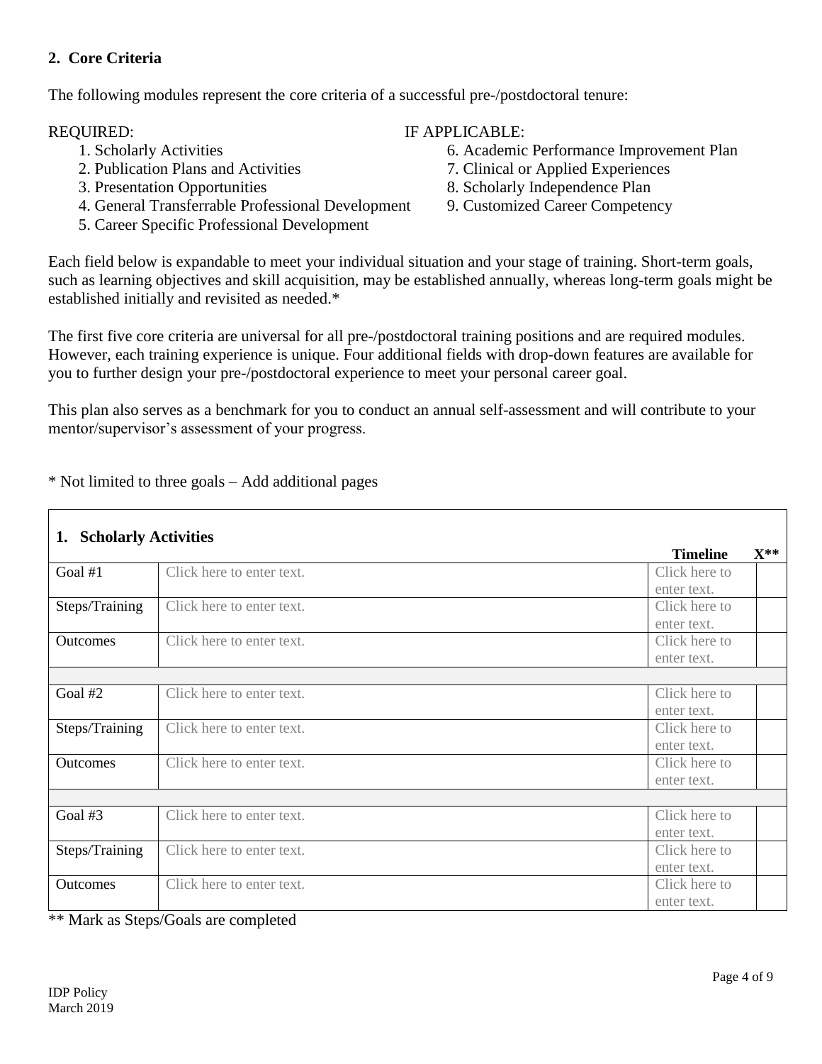## 2. Core Criteria

The following modules represent the core criteria of a successful pre-/postdoctoral tenure:

REQUIRED:

1. Scholarly Activities
2. Publication Plans and Activities
3. Presentation Opportunities
4. General Transferrable Professional Development
5. Career Specific Professional Development

IF APPLICABLE:

6. Academic Performance Improvement Plan
7. Clinical or Applied Experiences
8. Scholarly Independence Plan
9. Customized Career Competency

Each field below is expandable to meet your individual situation and your stage of training. Short-term goals, such as learning objectives and skill acquisition, may be established annually, whereas long-term goals might be established initially and revisited as needed.*

The first five core criteria are universal for all pre-/postdoctoral training positions and are required modules. However, each training experience is unique. Four additional fields with drop-down features are available for you to further design your pre-/postdoctoral experience to meet your personal career goal.

This plan also serves as a benchmark for you to conduct an annual self-assessment and will contribute to your mentor/supervisor's assessment of your progress.

* Not limited to three goals – Add additional pages

| **1. Scholarly Activities** | | **Timeline** | **X**** |
|---|---|---|---|
| Goal #1 | Click here to enter text. | Click here to enter text. | |
| Steps/Training | Click here to enter text. | Click here to enter text. | |
| Outcomes | Click here to enter text. | Click here to enter text. | |
| | | | |
| Goal #2 | Click here to enter text. | Click here to enter text. | |
| Steps/Training | Click here to enter text. | Click here to enter text. | |
| Outcomes | Click here to enter text. | Click here to enter text. | |
| | | | |
| Goal #3 | Click here to enter text. | Click here to enter text. | |
| Steps/Training | Click here to enter text. | Click here to enter text. | |
| Outcomes | Click here to enter text. | Click here to enter text. | |

** Mark as Steps/Goals are completed

IDP Policy
March 2019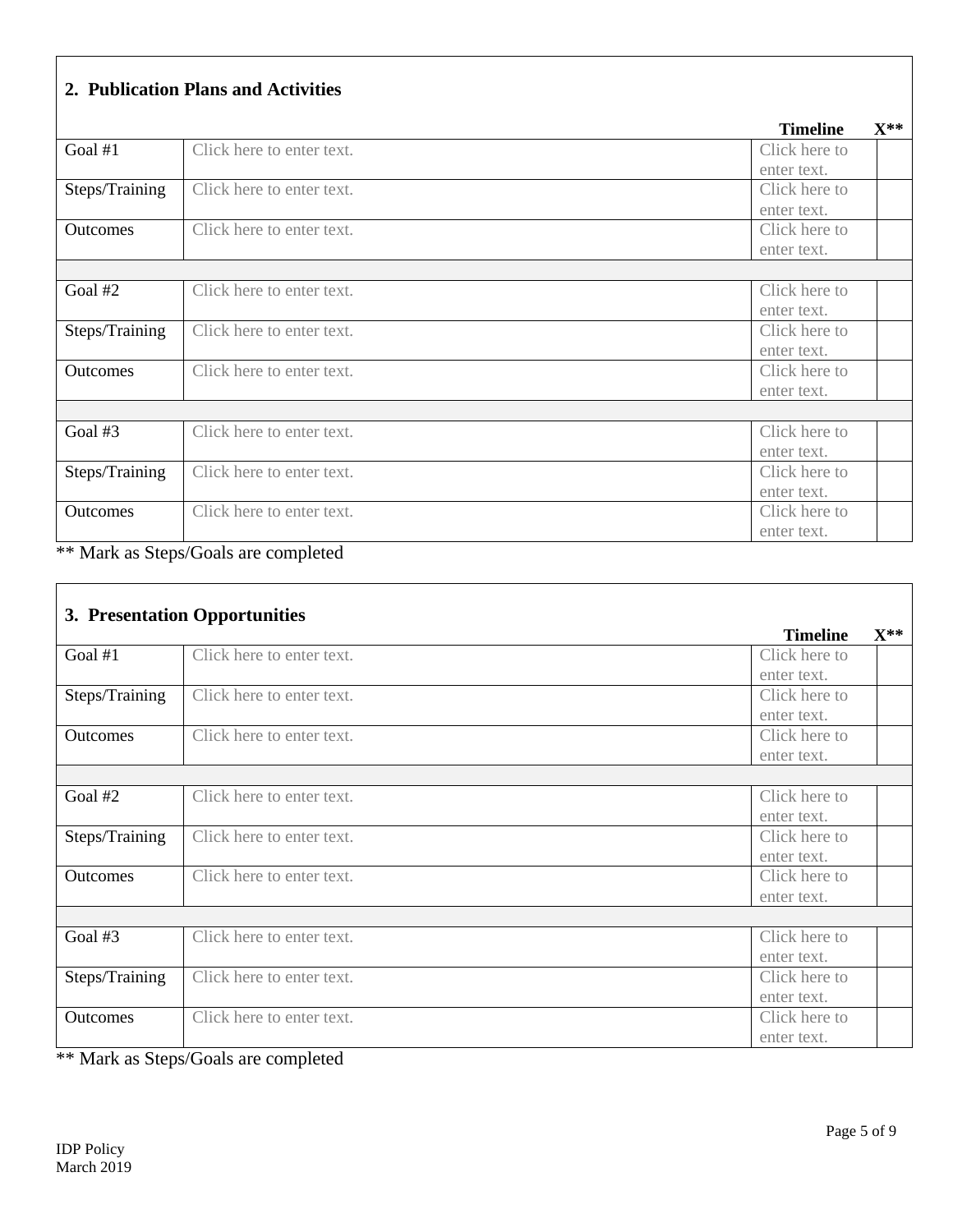## 2. Publication Plans and Activities

| | | Timeline | X** |
|---|---|---|---|
| Goal #1 | Click here to enter text. | Click here to enter text. | |
| Steps/Training | Click here to enter text. | Click here to enter text. | |
| Outcomes | Click here to enter text. | Click here to enter text. | |
| | | | |
| Goal #2 | Click here to enter text. | Click here to enter text. | |
| Steps/Training | Click here to enter text. | Click here to enter text. | |
| Outcomes | Click here to enter text. | Click here to enter text. | |
| | | | |
| Goal #3 | Click here to enter text. | Click here to enter text. | |
| Steps/Training | Click here to enter text. | Click here to enter text. | |
| Outcomes | Click here to enter text. | Click here to enter text. | |

** Mark as Steps/Goals are completed

## 3. Presentation Opportunities

| | | Timeline | X** |
|---|---|---|---|
| Goal #1 | Click here to enter text. | Click here to enter text. | |
| Steps/Training | Click here to enter text. | Click here to enter text. | |
| Outcomes | Click here to enter text. | Click here to enter text. | |
| | | | |
| Goal #2 | Click here to enter text. | Click here to enter text. | |
| Steps/Training | Click here to enter text. | Click here to enter text. | |
| Outcomes | Click here to enter text. | Click here to enter text. | |
| | | | |
| Goal #3 | Click here to enter text. | Click here to enter text. | |
| Steps/Training | Click here to enter text. | Click here to enter text. | |
| Outcomes | Click here to enter text. | Click here to enter text. | |

** Mark as Steps/Goals are completed

IDP Policy
March 2019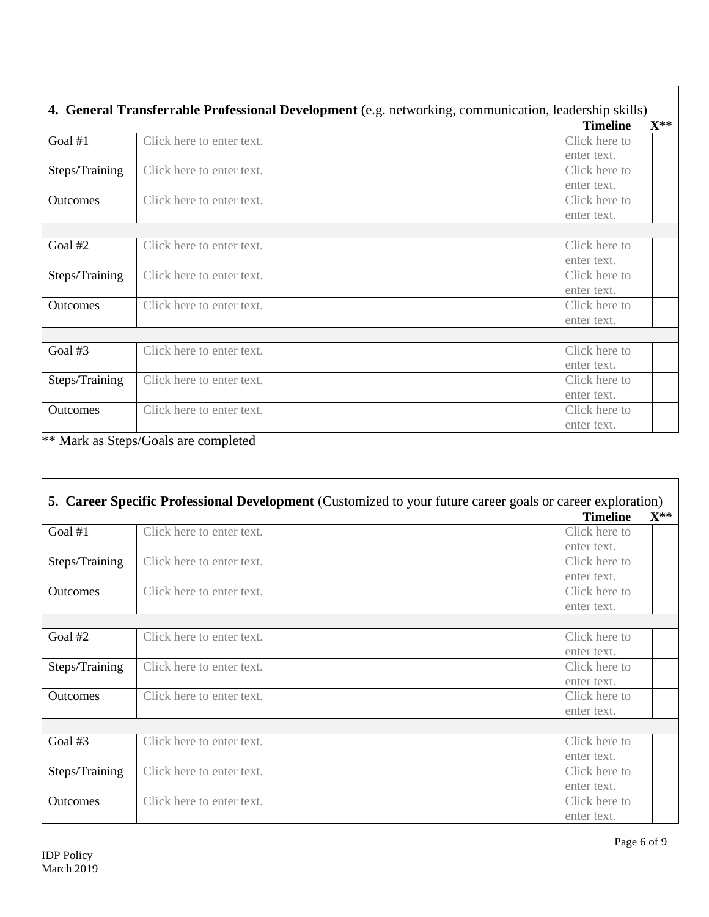**4. General Transferrable Professional Development** (e.g. networking, communication, leadership skills)

| | | **Timeline** | **X**** |
|---|---|---|---|
| Goal #1 | Click here to enter text. | Click here to enter text. | |
| Steps/Training | Click here to enter text. | Click here to enter text. | |
| Outcomes | Click here to enter text. | Click here to enter text. | |
| | | | |
| Goal #2 | Click here to enter text. | Click here to enter text. | |
| Steps/Training | Click here to enter text. | Click here to enter text. | |
| Outcomes | Click here to enter text. | Click here to enter text. | |
| | | | |
| Goal #3 | Click here to enter text. | Click here to enter text. | |
| Steps/Training | Click here to enter text. | Click here to enter text. | |
| Outcomes | Click here to enter text. | Click here to enter text. | |

** Mark as Steps/Goals are completed

**5. Career Specific Professional Development** (Customized to your future career goals or career exploration)

| | | **Timeline** | **X**** |
|---|---|---|---|
| Goal #1 | Click here to enter text. | Click here to enter text. | |
| Steps/Training | Click here to enter text. | Click here to enter text. | |
| Outcomes | Click here to enter text. | Click here to enter text. | |
| | | | |
| Goal #2 | Click here to enter text. | Click here to enter text. | |
| Steps/Training | Click here to enter text. | Click here to enter text. | |
| Outcomes | Click here to enter text. | Click here to enter text. | |
| | | | |
| Goal #3 | Click here to enter text. | Click here to enter text. | |
| Steps/Training | Click here to enter text. | Click here to enter text. | |
| Outcomes | Click here to enter text. | Click here to enter text. | |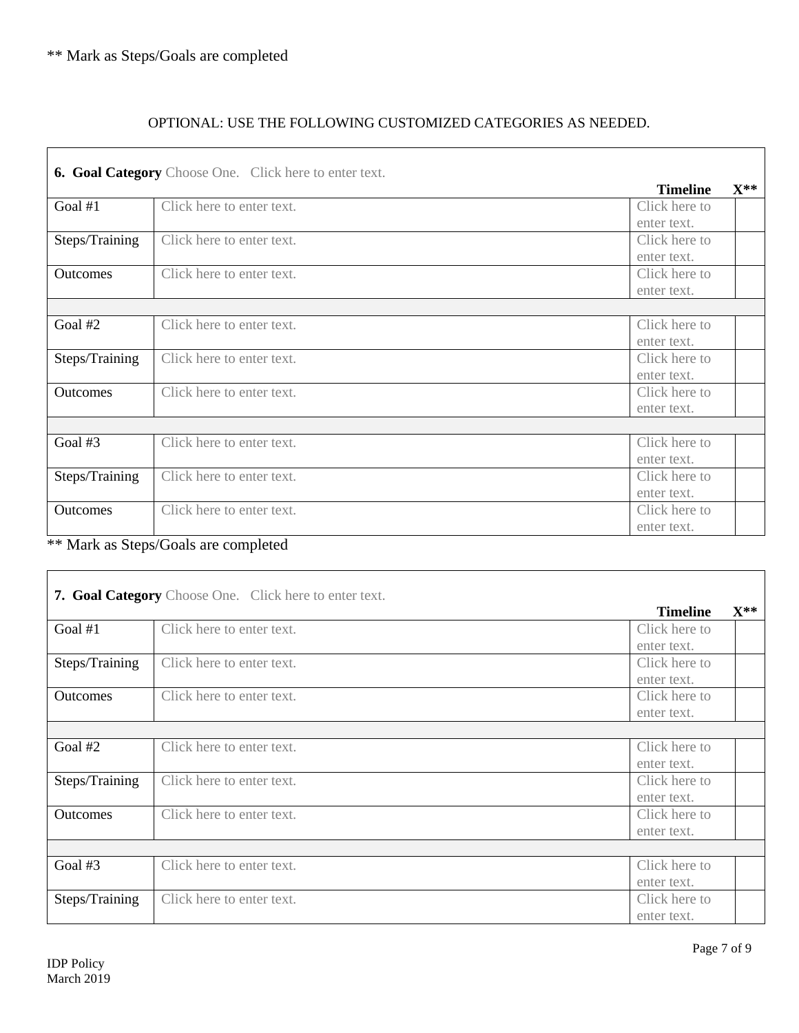** Mark as Steps/Goals are completed

OPTIONAL: USE THE FOLLOWING CUSTOMIZED CATEGORIES AS NEEDED.

| **6. Goal Category** Choose One. Click here to enter text. | | **Timeline** | **X**** |
|---|---|---|---|
| Goal #1 | Click here to enter text. | Click here to enter text. | |
| Steps/Training | Click here to enter text. | Click here to enter text. | |
| Outcomes | Click here to enter text. | Click here to enter text. | |
| | | | |
| Goal #2 | Click here to enter text. | Click here to enter text. | |
| Steps/Training | Click here to enter text. | Click here to enter text. | |
| Outcomes | Click here to enter text. | Click here to enter text. | |
| | | | |
| Goal #3 | Click here to enter text. | Click here to enter text. | |
| Steps/Training | Click here to enter text. | Click here to enter text. | |
| Outcomes | Click here to enter text. | Click here to enter text. | |

** Mark as Steps/Goals are completed

| **7. Goal Category** Choose One. Click here to enter text. | | **Timeline** | **X**** |
|---|---|---|---|
| Goal #1 | Click here to enter text. | Click here to enter text. | |
| Steps/Training | Click here to enter text. | Click here to enter text. | |
| Outcomes | Click here to enter text. | Click here to enter text. | |
| | | | |
| Goal #2 | Click here to enter text. | Click here to enter text. | |
| Steps/Training | Click here to enter text. | Click here to enter text. | |
| Outcomes | Click here to enter text. | Click here to enter text. | |
| | | | |
| Goal #3 | Click here to enter text. | Click here to enter text. | |
| Steps/Training | Click here to enter text. | Click here to enter text. | |

IDP Policy
March 2019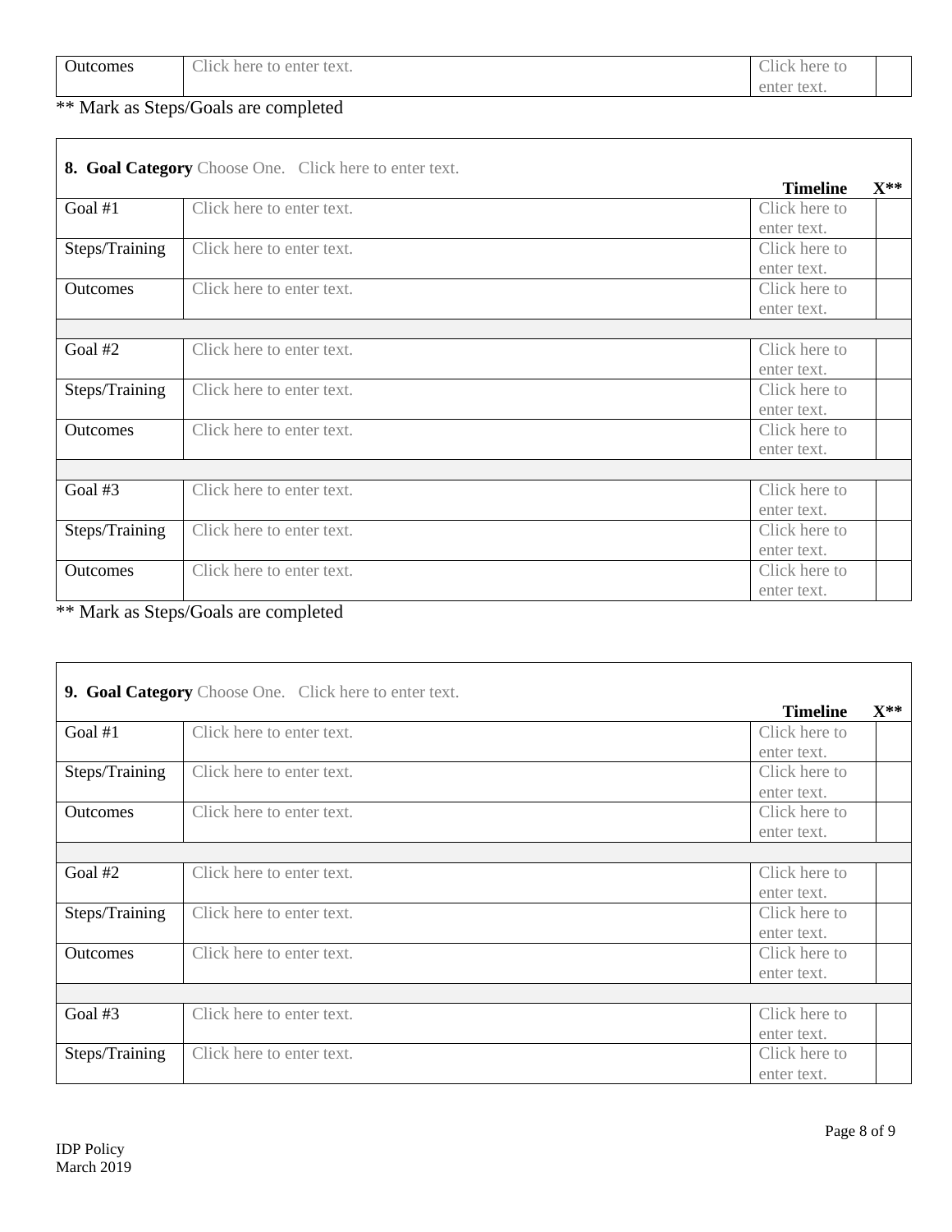| Outcomes | Click here to enter text. | Click here to enter text. | |
|---|---|---|---|

** Mark as Steps/Goals are completed

| **8. Goal Category** Choose One. Click here to enter text. | | **Timeline** | **X**** |
|---|---|---|---|
| Goal #1 | Click here to enter text. | Click here to enter text. | |
| Steps/Training | Click here to enter text. | Click here to enter text. | |
| Outcomes | Click here to enter text. | Click here to enter text. | |
| | | | |
| Goal #2 | Click here to enter text. | Click here to enter text. | |
| Steps/Training | Click here to enter text. | Click here to enter text. | |
| Outcomes | Click here to enter text. | Click here to enter text. | |
| | | | |
| Goal #3 | Click here to enter text. | Click here to enter text. | |
| Steps/Training | Click here to enter text. | Click here to enter text. | |
| Outcomes | Click here to enter text. | Click here to enter text. | |

** Mark as Steps/Goals are completed

| **9. Goal Category** Choose One. Click here to enter text. | | **Timeline** | **X**** |
|---|---|---|---|
| Goal #1 | Click here to enter text. | Click here to enter text. | |
| Steps/Training | Click here to enter text. | Click here to enter text. | |
| Outcomes | Click here to enter text. | Click here to enter text. | |
| | | | |
| Goal #2 | Click here to enter text. | Click here to enter text. | |
| Steps/Training | Click here to enter text. | Click here to enter text. | |
| Outcomes | Click here to enter text. | Click here to enter text. | |
| | | | |
| Goal #3 | Click here to enter text. | Click here to enter text. | |
| Steps/Training | Click here to enter text. | Click here to enter text. | |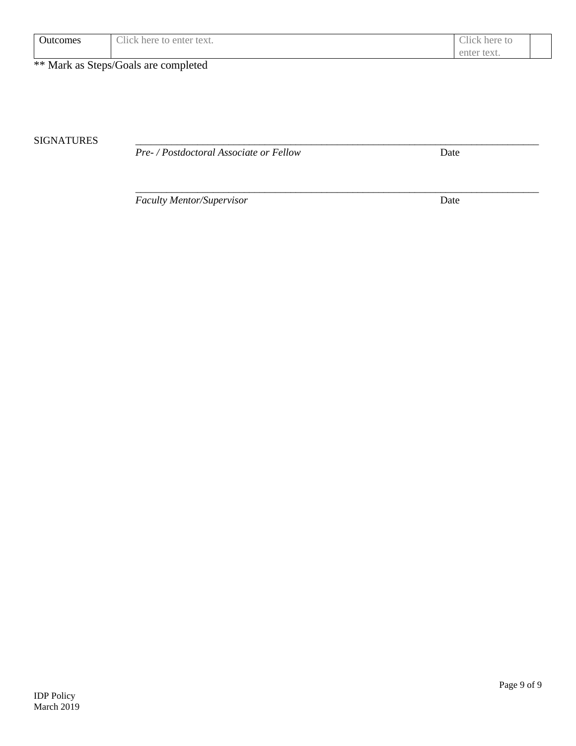| | | | |
|---|---|---|---|
| Outcomes | Click here to enter text. | Click here to enter text. | |

** Mark as Steps/Goals are completed

SIGNATURES

_______________________________________________________________________________

*Pre- / Postdoctoral Associate or Fellow* Date

_______________________________________________________________________________

*Faculty Mentor/Supervisor* Date

IDP Policy
March 2019